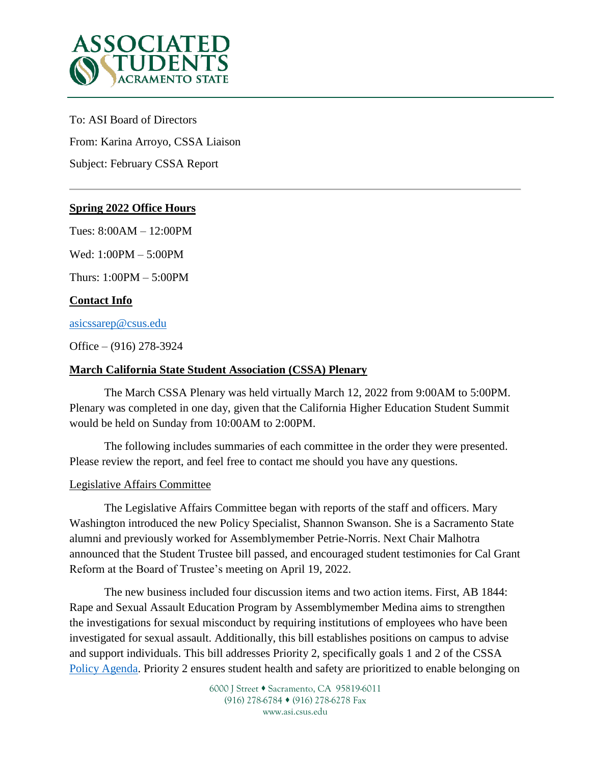To: ASI Board of Directors

From: Karina Arroyo, CSSA Liaison

Subject: February CSSA Report

---

**Spring 2022 Office Hours**

Tues: 8:00AM – 12:00PM

Wed: 1:00PM – 5:00PM

Thurs: 1:00PM – 5:00PM

**Contact Info**

asicssarep@csus.edu

Office – (916) 278-3924

**March California State Student Association (CSSA) Plenary**

The March CSSA Plenary was held virtually March 12, 2022 from 9:00AM to 5:00PM. Plenary was completed in one day, given that the California Higher Education Student Summit would be held on Sunday from 10:00AM to 2:00PM.

The following includes summaries of each committee in the order they were presented. Please review the report, and feel free to contact me should you have any questions.

Legislative Affairs Committee

The Legislative Affairs Committee began with reports of the staff and officers. Mary Washington introduced the new Policy Specialist, Shannon Swanson. She is a Sacramento State alumni and previously worked for Assemblymember Petrie-Norris. Next Chair Malhotra announced that the Student Trustee bill passed, and encouraged student testimonies for Cal Grant Reform at the Board of Trustee's meeting on April 19, 2022.

The new business included four discussion items and two action items. First, AB 1844: Rape and Sexual Assault Education Program by Assemblymember Medina aims to strengthen the investigations for sexual misconduct by requiring institutions of employees who have been investigated for sexual assault. Additionally, this bill establishes positions on campus to advise and support individuals. This bill addresses Priority 2, specifically goals 1 and 2 of the CSSA Policy Agenda. Priority 2 ensures student health and safety are prioritized to enable belonging on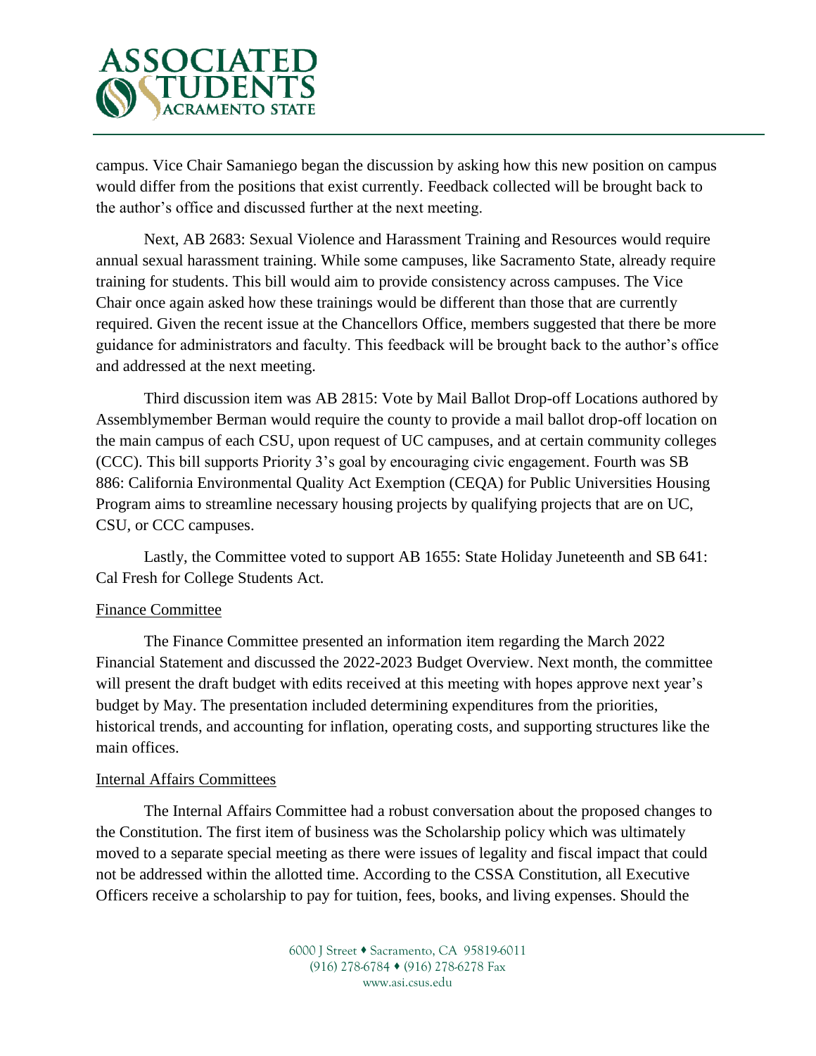campus. Vice Chair Samaniego began the discussion by asking how this new position on campus would differ from the positions that exist currently. Feedback collected will be brought back to the author's office and discussed further at the next meeting.

Next, AB 2683: Sexual Violence and Harassment Training and Resources would require annual sexual harassment training. While some campuses, like Sacramento State, already require training for students. This bill would aim to provide consistency across campuses. The Vice Chair once again asked how these trainings would be different than those that are currently required. Given the recent issue at the Chancellors Office, members suggested that there be more guidance for administrators and faculty. This feedback will be brought back to the author's office and addressed at the next meeting.

Third discussion item was AB 2815: Vote by Mail Ballot Drop-off Locations authored by Assemblymember Berman would require the county to provide a mail ballot drop-off location on the main campus of each CSU, upon request of UC campuses, and at certain community colleges (CCC). This bill supports Priority 3's goal by encouraging civic engagement. Fourth was SB 886: California Environmental Quality Act Exemption (CEQA) for Public Universities Housing Program aims to streamline necessary housing projects by qualifying projects that are on UC, CSU, or CCC campuses.

Lastly, the Committee voted to support AB 1655: State Holiday Juneteenth and SB 641: Cal Fresh for College Students Act.

<u>Finance Committee</u>

The Finance Committee presented an information item regarding the March 2022 Financial Statement and discussed the 2022-2023 Budget Overview. Next month, the committee will present the draft budget with edits received at this meeting with hopes approve next year's budget by May. The presentation included determining expenditures from the priorities, historical trends, and accounting for inflation, operating costs, and supporting structures like the main offices.

<u>Internal Affairs Committees</u>

The Internal Affairs Committee had a robust conversation about the proposed changes to the Constitution. The first item of business was the Scholarship policy which was ultimately moved to a separate special meeting as there were issues of legality and fiscal impact that could not be addressed within the allotted time. According to the CSSA Constitution, all Executive Officers receive a scholarship to pay for tuition, fees, books, and living expenses. Should the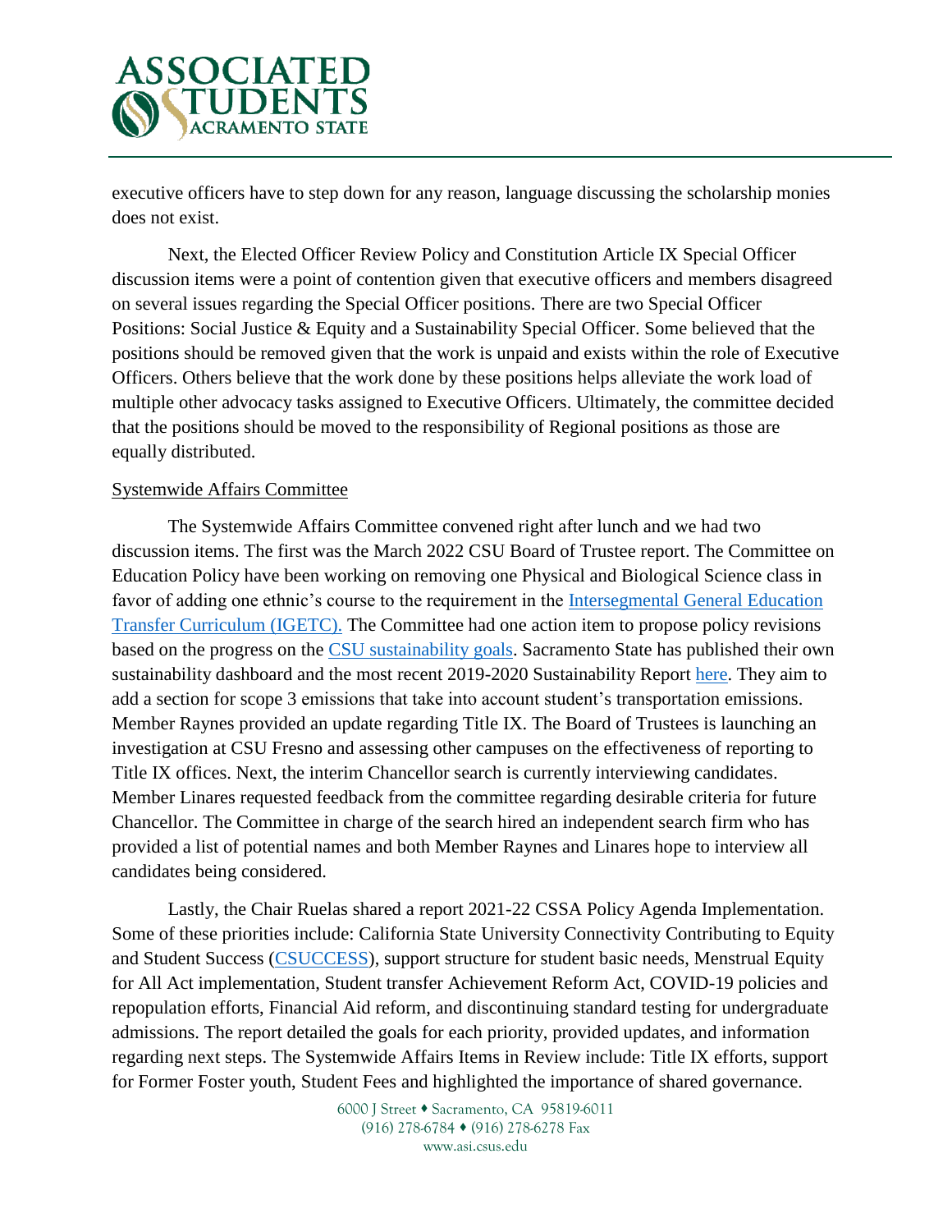executive officers have to step down for any reason, language discussing the scholarship monies does not exist.

Next, the Elected Officer Review Policy and Constitution Article IX Special Officer discussion items were a point of contention given that executive officers and members disagreed on several issues regarding the Special Officer positions. There are two Special Officer Positions: Social Justice & Equity and a Sustainability Special Officer. Some believed that the positions should be removed given that the work is unpaid and exists within the role of Executive Officers. Others believe that the work done by these positions helps alleviate the work load of multiple other advocacy tasks assigned to Executive Officers. Ultimately, the committee decided that the positions should be moved to the responsibility of Regional positions as those are equally distributed.

Systemwide Affairs Committee

The Systemwide Affairs Committee convened right after lunch and we had two discussion items. The first was the March 2022 CSU Board of Trustee report. The Committee on Education Policy have been working on removing one Physical and Biological Science class in favor of adding one ethnic's course to the requirement in the Intersegmental General Education Transfer Curriculum (IGETC). The Committee had one action item to propose policy revisions based on the progress on the CSU sustainability goals. Sacramento State has published their own sustainability dashboard and the most recent 2019-2020 Sustainability Report here. They aim to add a section for scope 3 emissions that take into account student's transportation emissions. Member Raynes provided an update regarding Title IX. The Board of Trustees is launching an investigation at CSU Fresno and assessing other campuses on the effectiveness of reporting to Title IX offices. Next, the interim Chancellor search is currently interviewing candidates. Member Linares requested feedback from the committee regarding desirable criteria for future Chancellor. The Committee in charge of the search hired an independent search firm who has provided a list of potential names and both Member Raynes and Linares hope to interview all candidates being considered.

Lastly, the Chair Ruelas shared a report 2021-22 CSSA Policy Agenda Implementation. Some of these priorities include: California State University Connectivity Contributing to Equity and Student Success (CSUCCESS), support structure for student basic needs, Menstrual Equity for All Act implementation, Student transfer Achievement Reform Act, COVID-19 policies and repopulation efforts, Financial Aid reform, and discontinuing standard testing for undergraduate admissions. The report detailed the goals for each priority, provided updates, and information regarding next steps. The Systemwide Affairs Items in Review include: Title IX efforts, support for Former Foster youth, Student Fees and highlighted the importance of shared governance.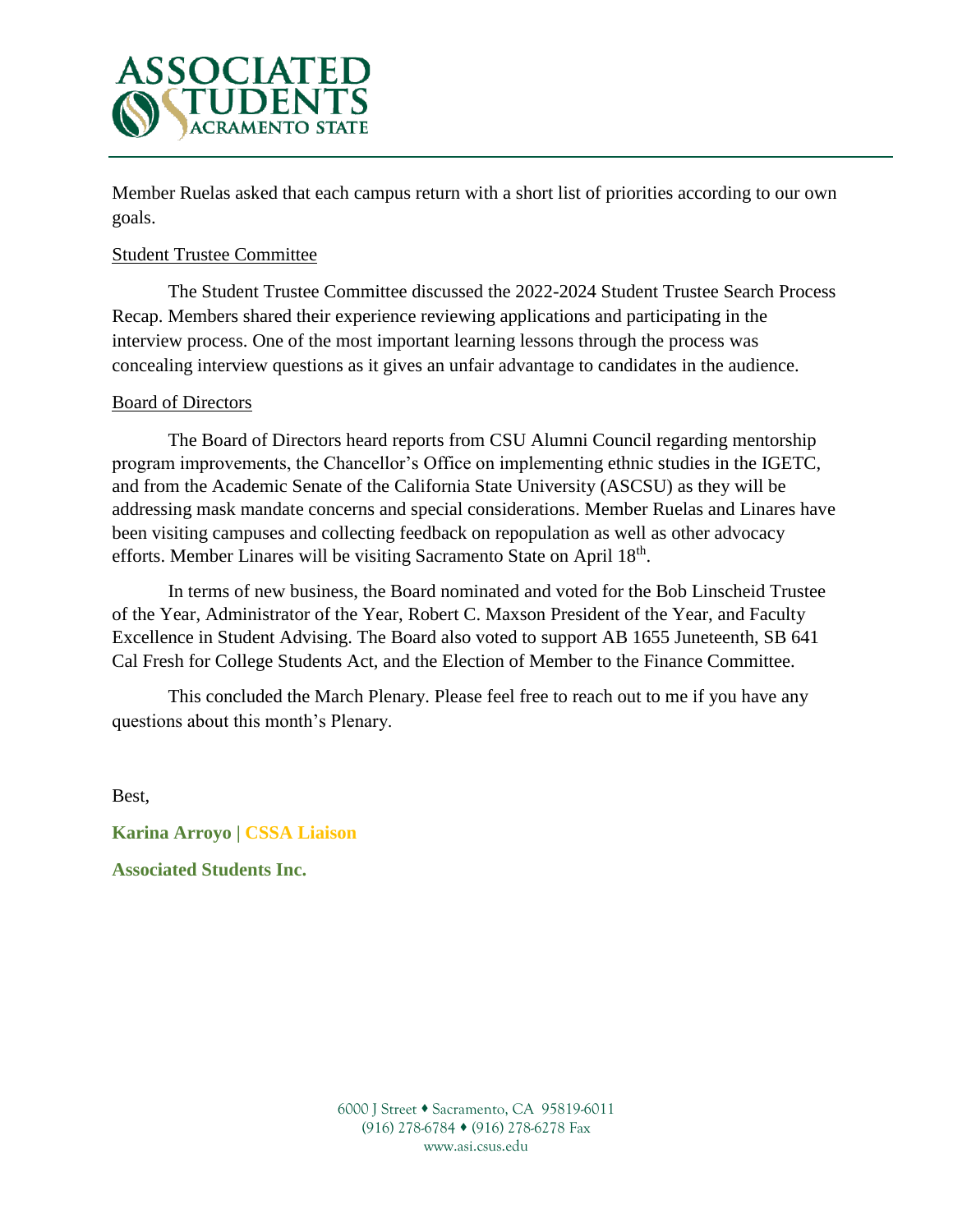Member Ruelas asked that each campus return with a short list of priorities according to our own goals.

Student Trustee Committee

The Student Trustee Committee discussed the 2022-2024 Student Trustee Search Process Recap. Members shared their experience reviewing applications and participating in the interview process. One of the most important learning lessons through the process was concealing interview questions as it gives an unfair advantage to candidates in the audience.

Board of Directors

The Board of Directors heard reports from CSU Alumni Council regarding mentorship program improvements, the Chancellor's Office on implementing ethnic studies in the IGETC, and from the Academic Senate of the California State University (ASCSU) as they will be addressing mask mandate concerns and special considerations. Member Ruelas and Linares have been visiting campuses and collecting feedback on repopulation as well as other advocacy efforts. Member Linares will be visiting Sacramento State on April 18th.

In terms of new business, the Board nominated and voted for the Bob Linscheid Trustee of the Year, Administrator of the Year, Robert C. Maxson President of the Year, and Faculty Excellence in Student Advising. The Board also voted to support AB 1655 Juneteenth, SB 641 Cal Fresh for College Students Act, and the Election of Member to the Finance Committee.

This concluded the March Plenary. Please feel free to reach out to me if you have any questions about this month's Plenary.

Best,

**Karina Arroyo | CSSA Liaison**

**Associated Students Inc.**